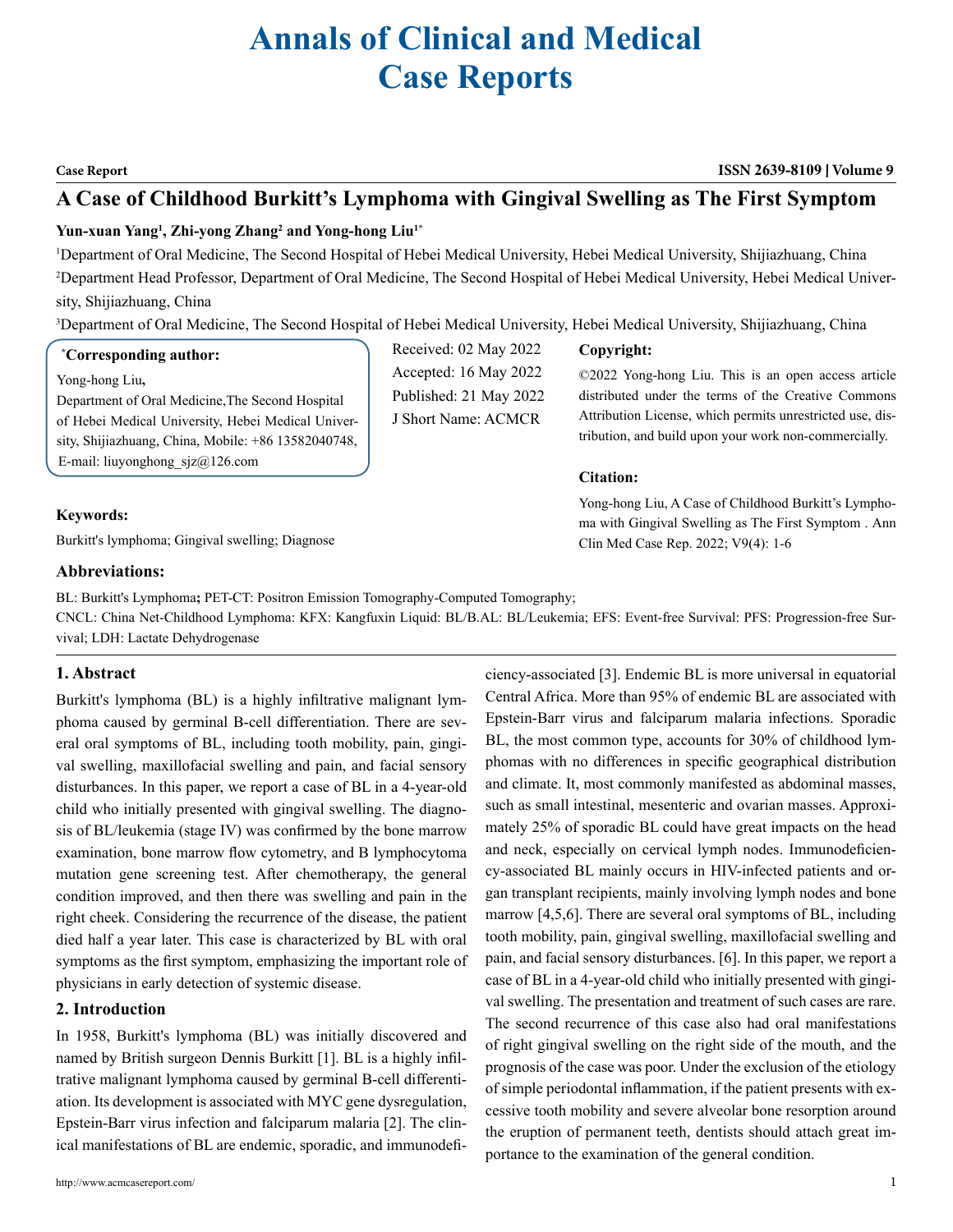# Annals of Clinical and Medical Case Reports

**Case Report** **ISSN 2639-8109 | Volume 9**

## A Case of Childhood Burkitt's Lymphoma with Gingival Swelling as The First Symptom

**Yun-xuan Yang[1], Zhi-yong Zhang[2] and Yong-hong Liu[1*]**

[1]Department of Oral Medicine, The Second Hospital of Hebei Medical University, Hebei Medical University, Shijiazhuang, China

[2]Department Head Professor, Department of Oral Medicine, The Second Hospital of Hebei Medical University, Hebei Medical University, Shijiazhuang, China

[3]Department of Oral Medicine, The Second Hospital of Hebei Medical University, Hebei Medical University, Shijiazhuang, China

**[*]Corresponding author:**

Yong-hong Liu,
Department of Oral Medicine,The Second Hospital of Hebei Medical University, Hebei Medical University, Shijiazhuang, China, Mobile: +86 13582040748, E-mail: liuyonghong_sjz@126.com

Received: 02 May 2022
Accepted: 16 May 2022
Published: 21 May 2022
J Short Name: ACMCR

**Copyright:**

©2022 Yong-hong Liu. This is an open access article distributed under the terms of the Creative Commons Attribution License, which permits unrestricted use, distribution, and build upon your work non-commercially.

**Citation:**

Yong-hong Liu, A Case of Childhood Burkitt's Lymphoma with Gingival Swelling as The First Symptom . Ann Clin Med Case Rep. 2022; V9(4): 1-6

**Keywords:**

Burkitt's lymphoma; Gingival swelling; Diagnose

**Abbreviations:**

BL: Burkitt's Lymphoma**;** PET-CT: Positron Emission Tomography-Computed Tomography;
CNCL: China Net-Childhood Lymphoma: KFX: Kangfuxin Liquid: BL/B.AL: BL/Leukemia; EFS: Event-free Survival: PFS: Progression-free Survival; LDH: Lactate Dehydrogenase

### 1. Abstract

Burkitt's lymphoma (BL) is a highly infiltrative malignant lymphoma caused by germinal B-cell differentiation. There are several oral symptoms of BL, including tooth mobility, pain, gingival swelling, maxillofacial swelling and pain, and facial sensory disturbances. In this paper, we report a case of BL in a 4-year-old child who initially presented with gingival swelling. The diagnosis of BL/leukemia (stage IV) was confirmed by the bone marrow examination, bone marrow flow cytometry, and B lymphocytoma mutation gene screening test. After chemotherapy, the general condition improved, and then there was swelling and pain in the right cheek. Considering the recurrence of the disease, the patient died half a year later. This case is characterized by BL with oral symptoms as the first symptom, emphasizing the important role of physicians in early detection of systemic disease.

### 2. Introduction

In 1958, Burkitt's lymphoma (BL) was initially discovered and named by British surgeon Dennis Burkitt [1]. BL is a highly infiltrative malignant lymphoma caused by germinal B-cell differentiation. Its development is associated with MYC gene dysregulation, Epstein-Barr virus infection and falciparum malaria [2]. The clinical manifestations of BL are endemic, sporadic, and immunodeficiency-associated [3]. Endemic BL is more universal in equatorial Central Africa. More than 95% of endemic BL are associated with Epstein-Barr virus and falciparum malaria infections. Sporadic BL, the most common type, accounts for 30% of childhood lymphomas with no differences in specific geographical distribution and climate. It, most commonly manifested as abdominal masses, such as small intestinal, mesenteric and ovarian masses. Approximately 25% of sporadic BL could have great impacts on the head and neck, especially on cervical lymph nodes. Immunodeficiency-associated BL mainly occurs in HIV-infected patients and organ transplant recipients, mainly involving lymph nodes and bone marrow [4,5,6]. There are several oral symptoms of BL, including tooth mobility, pain, gingival swelling, maxillofacial swelling and pain, and facial sensory disturbances. [6]. In this paper, we report a case of BL in a 4-year-old child who initially presented with gingival swelling. The presentation and treatment of such cases are rare. The second recurrence of this case also had oral manifestations of right gingival swelling on the right side of the mouth, and the prognosis of the case was poor. Under the exclusion of the etiology of simple periodontal inflammation, if the patient presents with excessive tooth mobility and severe alveolar bone resorption around the eruption of permanent teeth, dentists should attach great importance to the examination of the general condition.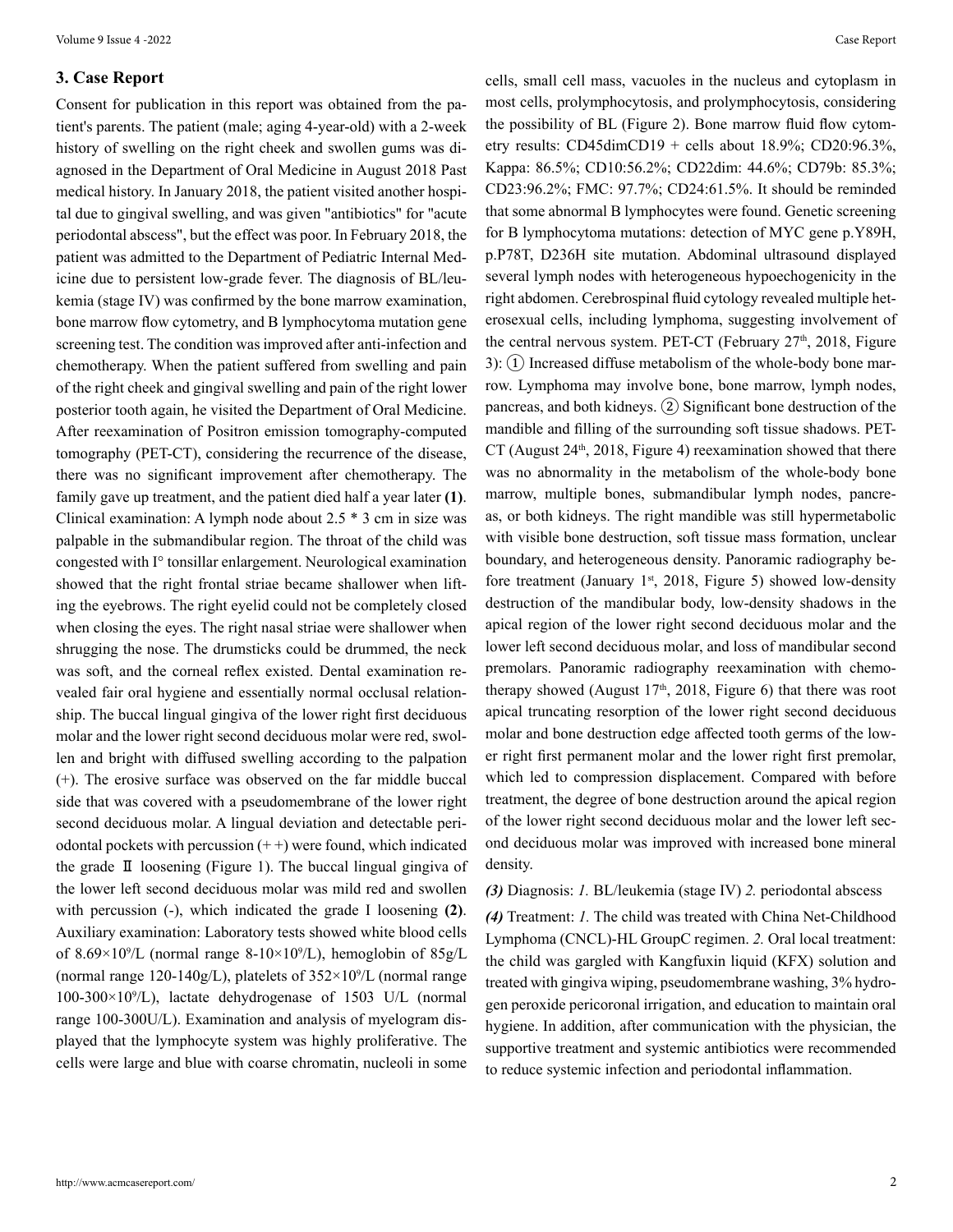## 3. Case Report

Consent for publication in this report was obtained from the patient's parents. The patient (male; aging 4-year-old) with a 2-week history of swelling on the right cheek and swollen gums was diagnosed in the Department of Oral Medicine in August 2018 Past medical history. In January 2018, the patient visited another hospital due to gingival swelling, and was given "antibiotics" for "acute periodontal abscess", but the effect was poor. In February 2018, the patient was admitted to the Department of Pediatric Internal Medicine due to persistent low-grade fever. The diagnosis of BL/leukemia (stage IV) was confirmed by the bone marrow examination, bone marrow flow cytometry, and B lymphocytoma mutation gene screening test. The condition was improved after anti-infection and chemotherapy. When the patient suffered from swelling and pain of the right cheek and gingival swelling and pain of the right lower posterior tooth again, he visited the Department of Oral Medicine. After reexamination of Positron emission tomography-computed tomography (PET-CT), considering the recurrence of the disease, there was no significant improvement after chemotherapy. The family gave up treatment, and the patient died half a year later **(1)**. Clinical examination: A lymph node about 2.5 * 3 cm in size was palpable in the submandibular region. The throat of the child was congested with I° tonsillar enlargement. Neurological examination showed that the right frontal striae became shallower when lifting the eyebrows. The right eyelid could not be completely closed when closing the eyes. The right nasal striae were shallower when shrugging the nose. The drumsticks could be drummed, the neck was soft, and the corneal reflex existed. Dental examination revealed fair oral hygiene and essentially normal occlusal relationship. The buccal lingual gingiva of the lower right first deciduous molar and the lower right second deciduous molar were red, swollen and bright with diffused swelling according to the palpation (+). The erosive surface was observed on the far middle buccal side that was covered with a pseudomembrane of the lower right second deciduous molar. A lingual deviation and detectable periodontal pockets with percussion (+ +) were found, which indicated the grade Ⅱ loosening (Figure 1). The buccal lingual gingiva of the lower left second deciduous molar was mild red and swollen with percussion (-), which indicated the grade I loosening **(2)**. Auxiliary examination: Laboratory tests showed white blood cells of $8.69\times10^9$/L (normal range 8-$10\times10^9$/L), hemoglobin of 85g/L (normal range 120-140g/L), platelets of $352\times10^9$/L (normal range 100-$300\times10^9$/L), lactate dehydrogenase of 1503 U/L (normal range 100-300U/L). Examination and analysis of myelogram displayed that the lymphocyte system was highly proliferative. The cells were large and blue with coarse chromatin, nucleoli in some cells, small cell mass, vacuoles in the nucleus and cytoplasm in most cells, prolymphocytosis, and prolymphocytosis, considering the possibility of BL (Figure 2). Bone marrow fluid flow cytometry results: CD45dimCD19 + cells about 18.9%; CD20:96.3%, Kappa: 86.5%; CD10:56.2%; CD22dim: 44.6%; CD79b: 85.3%; CD23:96.2%; FMC: 97.7%; CD24:61.5%. It should be reminded that some abnormal B lymphocytes were found. Genetic screening for B lymphocytoma mutations: detection of MYC gene p.Y89H, p.P78T, D236H site mutation. Abdominal ultrasound displayed several lymph nodes with heterogeneous hypoechogenicity in the right abdomen. Cerebrospinal fluid cytology revealed multiple heterosexual cells, including lymphoma, suggesting involvement of the central nervous system. PET-CT (February 27th, 2018, Figure 3): ① Increased diffuse metabolism of the whole-body bone marrow. Lymphoma may involve bone, bone marrow, lymph nodes, pancreas, and both kidneys. ② Significant bone destruction of the mandible and filling of the surrounding soft tissue shadows. PET-CT (August 24th, 2018, Figure 4) reexamination showed that there was no abnormality in the metabolism of the whole-body bone marrow, multiple bones, submandibular lymph nodes, pancreas, or both kidneys. The right mandible was still hypermetabolic with visible bone destruction, soft tissue mass formation, unclear boundary, and heterogeneous density. Panoramic radiography before treatment (January 1st, 2018, Figure 5) showed low-density destruction of the mandibular body, low-density shadows in the apical region of the lower right second deciduous molar and the lower left second deciduous molar, and loss of mandibular second premolars. Panoramic radiography reexamination with chemotherapy showed (August 17th, 2018, Figure 6) that there was root apical truncating resorption of the lower right second deciduous molar and bone destruction edge affected tooth germs of the lower right first permanent molar and the lower right first premolar, which led to compression displacement. Compared with before treatment, the degree of bone destruction around the apical region of the lower right second deciduous molar and the lower left second deciduous molar was improved with increased bone mineral density.

***(3)*** Diagnosis: *1.* BL/leukemia (stage IV) *2.* periodontal abscess

***(4)*** Treatment: *1.* The child was treated with China Net-Childhood Lymphoma (CNCL)-HL GroupC regimen. *2.* Oral local treatment: the child was gargled with Kangfuxin liquid (KFX) solution and treated with gingiva wiping, pseudomembrane washing, 3% hydrogen peroxide pericoronal irrigation, and education to maintain oral hygiene. In addition, after communication with the physician, the supportive treatment and systemic antibiotics were recommended to reduce systemic infection and periodontal inflammation.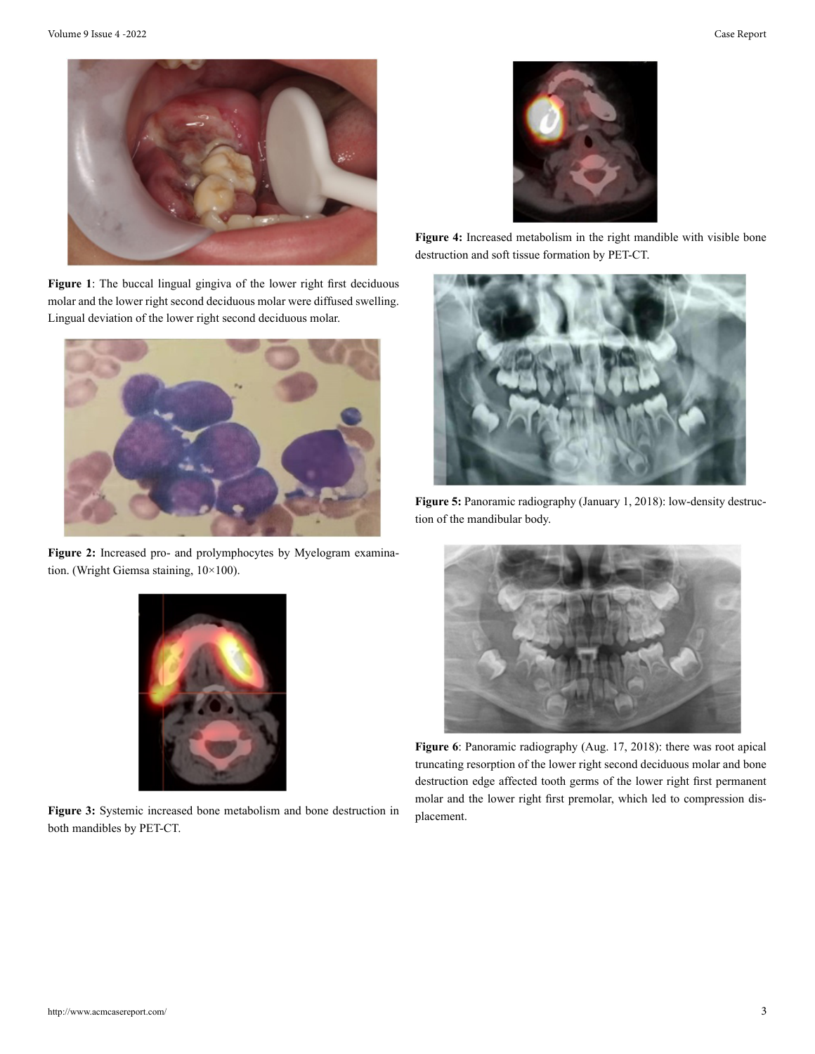**Figure 1**: The buccal lingual gingiva of the lower right first deciduous molar and the lower right second deciduous molar were diffused swelling. Lingual deviation of the lower right second deciduous molar.

**Figure 2:** Increased pro- and prolymphocytes by Myelogram examination. (Wright Giemsa staining, 10×100).

**Figure 3:** Systemic increased bone metabolism and bone destruction in both mandibles by PET-CT.

**Figure 4:** Increased metabolism in the right mandible with visible bone destruction and soft tissue formation by PET-CT.

**Figure 5:** Panoramic radiography (January 1, 2018): low-density destruction of the mandibular body.

**Figure 6**: Panoramic radiography (Aug. 17, 2018): there was root apical truncating resorption of the lower right second deciduous molar and bone destruction edge affected tooth germs of the lower right first permanent molar and the lower right first premolar, which led to compression displacement.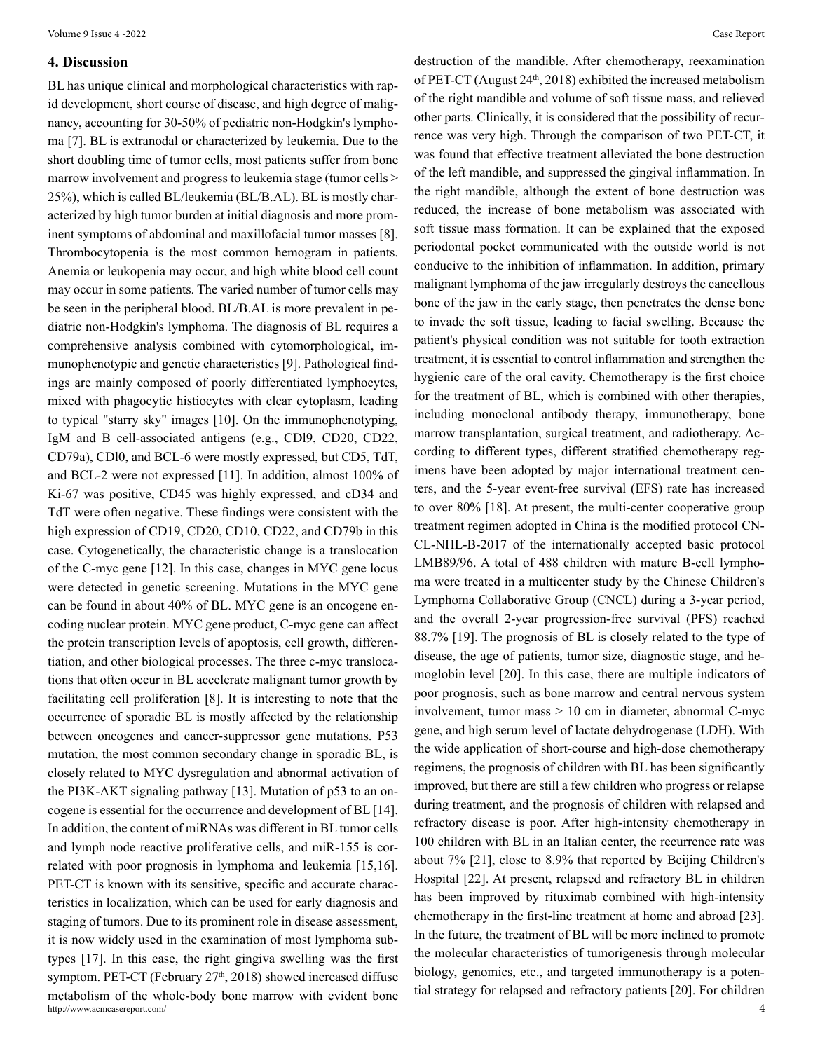## 4. Discussion

BL has unique clinical and morphological characteristics with rapid development, short course of disease, and high degree of malignancy, accounting for 30-50% of pediatric non-Hodgkin's lymphoma [7]. BL is extranodal or characterized by leukemia. Due to the short doubling time of tumor cells, most patients suffer from bone marrow involvement and progress to leukemia stage (tumor cells > 25%), which is called BL/leukemia (BL/B.AL). BL is mostly characterized by high tumor burden at initial diagnosis and more prominent symptoms of abdominal and maxillofacial tumor masses [8]. Thrombocytopenia is the most common hemogram in patients. Anemia or leukopenia may occur, and high white blood cell count may occur in some patients. The varied number of tumor cells may be seen in the peripheral blood. BL/B.AL is more prevalent in pediatric non-Hodgkin's lymphoma. The diagnosis of BL requires a comprehensive analysis combined with cytomorphological, immunophenotypic and genetic characteristics [9]. Pathological findings are mainly composed of poorly differentiated lymphocytes, mixed with phagocytic histiocytes with clear cytoplasm, leading to typical "starry sky" images [10]. On the immunophenotyping, IgM and B cell-associated antigens (e.g., CDl9, CD20, CD22, CD79a), CDl0, and BCL-6 were mostly expressed, but CD5, TdT, and BCL-2 were not expressed [11]. In addition, almost 100% of Ki-67 was positive, CD45 was highly expressed, and cD34 and TdT were often negative. These findings were consistent with the high expression of CD19, CD20, CD10, CD22, and CD79b in this case. Cytogenetically, the characteristic change is a translocation of the C-myc gene [12]. In this case, changes in MYC gene locus were detected in genetic screening. Mutations in the MYC gene can be found in about 40% of BL. MYC gene is an oncogene encoding nuclear protein. MYC gene product, C-myc gene can affect the protein transcription levels of apoptosis, cell growth, differentiation, and other biological processes. The three c-myc translocations that often occur in BL accelerate malignant tumor growth by facilitating cell proliferation [8]. It is interesting to note that the occurrence of sporadic BL is mostly affected by the relationship between oncogenes and cancer-suppressor gene mutations. P53 mutation, the most common secondary change in sporadic BL, is closely related to MYC dysregulation and abnormal activation of the PI3K-AKT signaling pathway [13]. Mutation of p53 to an oncogene is essential for the occurrence and development of BL [14]. In addition, the content of miRNAs was different in BL tumor cells and lymph node reactive proliferative cells, and miR-155 is correlated with poor prognosis in lymphoma and leukemia [15,16]. PET-CT is known with its sensitive, specific and accurate characteristics in localization, which can be used for early diagnosis and staging of tumors. Due to its prominent role in disease assessment, it is now widely used in the examination of most lymphoma subtypes [17]. In this case, the right gingiva swelling was the first symptom. PET-CT (February 27th, 2018) showed increased diffuse metabolism of the whole-body bone marrow with evident bone destruction of the mandible. After chemotherapy, reexamination of PET-CT (August 24th, 2018) exhibited the increased metabolism of the right mandible and volume of soft tissue mass, and relieved other parts. Clinically, it is considered that the possibility of recurrence was very high. Through the comparison of two PET-CT, it was found that effective treatment alleviated the bone destruction of the left mandible, and suppressed the gingival inflammation. In the right mandible, although the extent of bone destruction was reduced, the increase of bone metabolism was associated with soft tissue mass formation. It can be explained that the exposed periodontal pocket communicated with the outside world is not conducive to the inhibition of inflammation. In addition, primary malignant lymphoma of the jaw irregularly destroys the cancellous bone of the jaw in the early stage, then penetrates the dense bone to invade the soft tissue, leading to facial swelling. Because the patient's physical condition was not suitable for tooth extraction treatment, it is essential to control inflammation and strengthen the hygienic care of the oral cavity. Chemotherapy is the first choice for the treatment of BL, which is combined with other therapies, including monoclonal antibody therapy, immunotherapy, bone marrow transplantation, surgical treatment, and radiotherapy. According to different types, different stratified chemotherapy regimens have been adopted by major international treatment centers, and the 5-year event-free survival (EFS) rate has increased to over 80% [18]. At present, the multi-center cooperative group treatment regimen adopted in China is the modified protocol CN-CL-NHL-B-2017 of the internationally accepted basic protocol LMB89/96. A total of 488 children with mature B-cell lymphoma were treated in a multicenter study by the Chinese Children's Lymphoma Collaborative Group (CNCL) during a 3-year period, and the overall 2-year progression-free survival (PFS) reached 88.7% [19]. The prognosis of BL is closely related to the type of disease, the age of patients, tumor size, diagnostic stage, and hemoglobin level [20]. In this case, there are multiple indicators of poor prognosis, such as bone marrow and central nervous system involvement, tumor mass > 10 cm in diameter, abnormal C-myc gene, and high serum level of lactate dehydrogenase (LDH). With the wide application of short-course and high-dose chemotherapy regimens, the prognosis of children with BL has been significantly improved, but there are still a few children who progress or relapse during treatment, and the prognosis of children with relapsed and refractory disease is poor. After high-intensity chemotherapy in 100 children with BL in an Italian center, the recurrence rate was about 7% [21], close to 8.9% that reported by Beijing Children's Hospital [22]. At present, relapsed and refractory BL in children has been improved by rituximab combined with high-intensity chemotherapy in the first-line treatment at home and abroad [23]. In the future, the treatment of BL will be more inclined to promote the molecular characteristics of tumorigenesis through molecular biology, genomics, etc., and targeted immunotherapy is a potential strategy for relapsed and refractory patients [20]. For children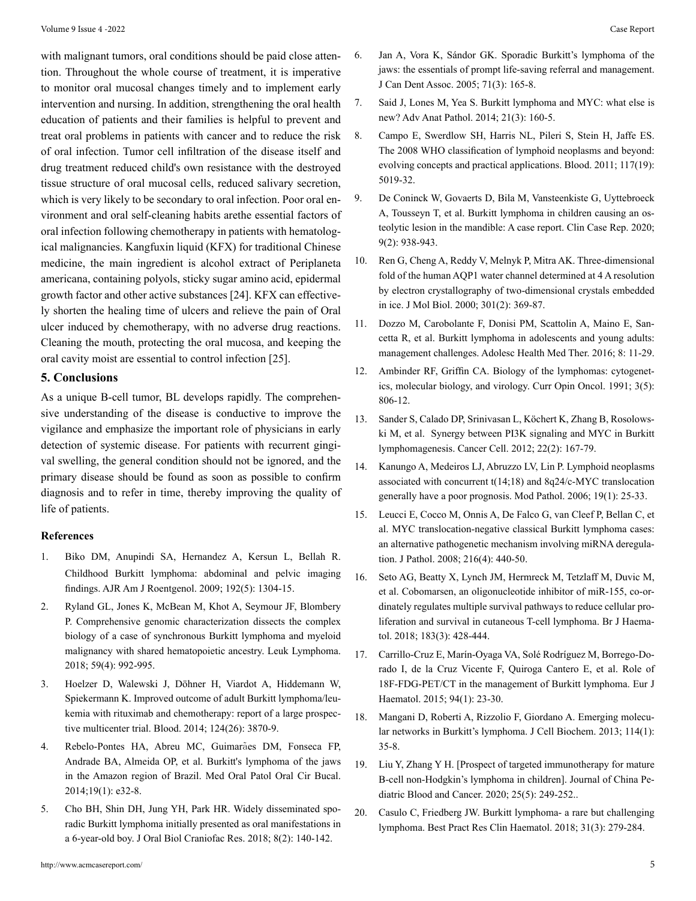with malignant tumors, oral conditions should be paid close attention. Throughout the whole course of treatment, it is imperative to monitor oral mucosal changes timely and to implement early intervention and nursing. In addition, strengthening the oral health education of patients and their families is helpful to prevent and treat oral problems in patients with cancer and to reduce the risk of oral infection. Tumor cell infiltration of the disease itself and drug treatment reduced child's own resistance with the destroyed tissue structure of oral mucosal cells, reduced salivary secretion, which is very likely to be secondary to oral infection. Poor oral environment and oral self-cleaning habits arethe essential factors of oral infection following chemotherapy in patients with hematological malignancies. Kangfuxin liquid (KFX) for traditional Chinese medicine, the main ingredient is alcohol extract of Periplaneta americana, containing polyols, sticky sugar amino acid, epidermal growth factor and other active substances [24]. KFX can effectively shorten the healing time of ulcers and relieve the pain of Oral ulcer induced by chemotherapy, with no adverse drug reactions. Cleaning the mouth, protecting the oral mucosa, and keeping the oral cavity moist are essential to control infection [25].

## 5. Conclusions

As a unique B-cell tumor, BL develops rapidly. The comprehensive understanding of the disease is conductive to improve the vigilance and emphasize the important role of physicians in early detection of systemic disease. For patients with recurrent gingival swelling, the general condition should not be ignored, and the primary disease should be found as soon as possible to confirm diagnosis and to refer in time, thereby improving the quality of life of patients.

### References

1. Biko DM, Anupindi SA, Hernandez A, Kersun L, Bellah R. Childhood Burkitt lymphoma: abdominal and pelvic imaging findings. AJR Am J Roentgenol. 2009; 192(5): 1304-15.
2. Ryland GL, Jones K, McBean M, Khot A, Seymour JF, Blombery P. Comprehensive genomic characterization dissects the complex biology of a case of synchronous Burkitt lymphoma and myeloid malignancy with shared hematopoietic ancestry. Leuk Lymphoma. 2018; 59(4): 992-995.
3. Hoelzer D, Walewski J, Döhner H, Viardot A, Hiddemann W, Spiekermann K. Improved outcome of adult Burkitt lymphoma/leukemia with rituximab and chemotherapy: report of a large prospective multicenter trial. Blood. 2014; 124(26): 3870-9.
4. Rebelo-Pontes HA, Abreu MC, Guimarães DM, Fonseca FP, Andrade BA, Almeida OP, et al. Burkitt's lymphoma of the jaws in the Amazon region of Brazil. Med Oral Patol Oral Cir Bucal. 2014;19(1): e32-8.
5. Cho BH, Shin DH, Jung YH, Park HR. Widely disseminated sporadic Burkitt lymphoma initially presented as oral manifestations in a 6-year-old boy. J Oral Biol Craniofac Res. 2018; 8(2): 140-142.
6. Jan A, Vora K, Sándor GK. Sporadic Burkitt's lymphoma of the jaws: the essentials of prompt life-saving referral and management. J Can Dent Assoc. 2005; 71(3): 165-8.
7. Said J, Lones M, Yea S. Burkitt lymphoma and MYC: what else is new? Adv Anat Pathol. 2014; 21(3): 160-5.
8. Campo E, Swerdlow SH, Harris NL, Pileri S, Stein H, Jaffe ES. The 2008 WHO classification of lymphoid neoplasms and beyond: evolving concepts and practical applications. Blood. 2011; 117(19): 5019-32.
9. De Coninck W, Govaerts D, Bila M, Vansteenkiste G, Uyttebroeck A, Tousseyn T, et al. Burkitt lymphoma in children causing an osteolytic lesion in the mandible: A case report. Clin Case Rep. 2020; 9(2): 938-943.
10. Ren G, Cheng A, Reddy V, Melnyk P, Mitra AK. Three-dimensional fold of the human AQP1 water channel determined at 4 A resolution by electron crystallography of two-dimensional crystals embedded in ice. J Mol Biol. 2000; 301(2): 369-87.
11. Dozzo M, Carobolante F, Donisi PM, Scattolin A, Maino E, Sancetta R, et al. Burkitt lymphoma in adolescents and young adults: management challenges. Adolesc Health Med Ther. 2016; 8: 11-29.
12. Ambinder RF, Griffin CA. Biology of the lymphomas: cytogenetics, molecular biology, and virology. Curr Opin Oncol. 1991; 3(5): 806-12.
13. Sander S, Calado DP, Srinivasan L, Köchert K, Zhang B, Rosolowski M, et al. Synergy between PI3K signaling and MYC in Burkitt lymphomagenesis. Cancer Cell. 2012; 22(2): 167-79.
14. Kanungo A, Medeiros LJ, Abruzzo LV, Lin P. Lymphoid neoplasms associated with concurrent t(14;18) and 8q24/c-MYC translocation generally have a poor prognosis. Mod Pathol. 2006; 19(1): 25-33.
15. Leucci E, Cocco M, Onnis A, De Falco G, van Cleef P, Bellan C, et al. MYC translocation-negative classical Burkitt lymphoma cases: an alternative pathogenetic mechanism involving miRNA deregulation. J Pathol. 2008; 216(4): 440-50.
16. Seto AG, Beatty X, Lynch JM, Hermreck M, Tetzlaff M, Duvic M, et al. Cobomarsen, an oligonucleotide inhibitor of miR-155, co-ordinately regulates multiple survival pathways to reduce cellular proliferation and survival in cutaneous T-cell lymphoma. Br J Haematol. 2018; 183(3): 428-444.
17. Carrillo-Cruz E, Marín-Oyaga VA, Solé Rodríguez M, Borrego-Dorado I, de la Cruz Vicente F, Quiroga Cantero E, et al. Role of 18F-FDG-PET/CT in the management of Burkitt lymphoma. Eur J Haematol. 2015; 94(1): 23-30.
18. Mangani D, Roberti A, Rizzolio F, Giordano A. Emerging molecular networks in Burkitt's lymphoma. J Cell Biochem. 2013; 114(1): 35-8.
19. Liu Y, Zhang Y H. [Prospect of targeted immunotherapy for mature B-cell non-Hodgkin's lymphoma in children]. Journal of China Pediatric Blood and Cancer. 2020; 25(5): 249-252..
20. Casulo C, Friedberg JW. Burkitt lymphoma- a rare but challenging lymphoma. Best Pract Res Clin Haematol. 2018; 31(3): 279-284.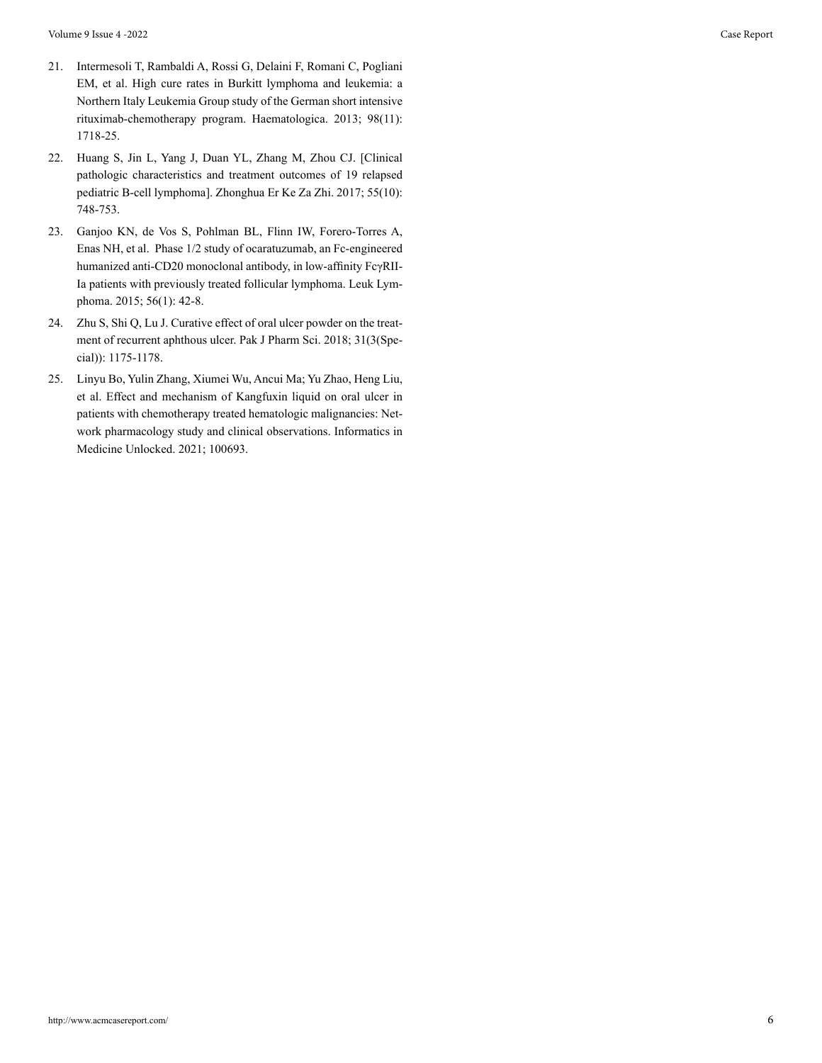21. Intermesoli T, Rambaldi A, Rossi G, Delaini F, Romani C, Pogliani EM, et al. High cure rates in Burkitt lymphoma and leukemia: a Northern Italy Leukemia Group study of the German short intensive rituximab-chemotherapy program. Haematologica. 2013; 98(11): 1718-25.

22. Huang S, Jin L, Yang J, Duan YL, Zhang M, Zhou CJ. [Clinical pathologic characteristics and treatment outcomes of 19 relapsed pediatric B-cell lymphoma]. Zhonghua Er Ke Za Zhi. 2017; 55(10): 748-753.

23. Ganjoo KN, de Vos S, Pohlman BL, Flinn IW, Forero-Torres A, Enas NH, et al. Phase 1/2 study of ocaratuzumab, an Fc-engineered humanized anti-CD20 monoclonal antibody, in low-affinity FcγRIII-Ia patients with previously treated follicular lymphoma. Leuk Lymphoma. 2015; 56(1): 42-8.

24. Zhu S, Shi Q, Lu J. Curative effect of oral ulcer powder on the treatment of recurrent aphthous ulcer. Pak J Pharm Sci. 2018; 31(3(Special)): 1175-1178.

25. Linyu Bo, Yulin Zhang, Xiumei Wu, Ancui Ma; Yu Zhao, Heng Liu, et al. Effect and mechanism of Kangfuxin liquid on oral ulcer in patients with chemotherapy treated hematologic malignancies: Network pharmacology study and clinical observations. Informatics in Medicine Unlocked. 2021; 100693.